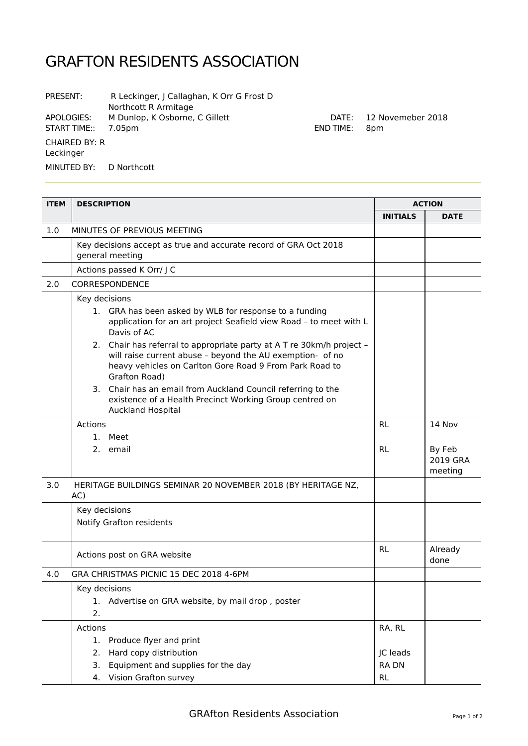# GRAFTON RESIDENTS ASSOCIATION

PRESENT: R Leckinger, J Callaghan, K Orr G Frost D Northcott R Armitage

APOLOGIES: M Dunlop, K Osborne, C Gillett

DATE: 12 Novemeber 2018

START TIME:: 7.05pm

END TIME: 8pm

CHAIRED BY: R Leckinger

MINUTED BY: D Northcott

| ITEM | DESCRIPTION | ACTION | |
|---|---|---|---|
| | | **INITIALS** | **DATE** |
| 1.0 | MINUTES OF PREVIOUS MEETING | | |
| | Key decisions accept as true and accurate record of GRA Oct 2018 general meeting | | |
| | Actions passed K Orr/ J C | | |
| 2.0 | CORRESPONDENCE | | |
| | Key decisions<br>1. GRA has been asked by WLB for response to a funding application for an art project Seafield view Road – to meet with L Davis of AC<br>2. Chair has referral to appropriate party at A T re 30km/h project – will raise current abuse – beyond the AU exemption- of no heavy vehicles on Carlton Gore Road 9 From Park Road to Grafton Road)<br>3. Chair has an email from Auckland Council referring to the existence of a Health Precinct Working Group centred on Auckland Hospital | | |
| | Actions<br>1. Meet<br>2. email | RL<br>RL | 14 Nov<br>By Feb 2019 GRA meeting |
| 3.0 | HERITAGE BUILDINGS SEMINAR 20 NOVEMBER 2018 (BY HERITAGE NZ, AC) | | |
| | Key decisions<br>Notify Grafton residents | | |
| | Actions post on GRA website | RL | Already done |
| 4.0 | GRA CHRISTMAS PICNIC 15 DEC 2018 4-6PM | | |
| | Key decisions<br>1. Advertise on GRA website, by mail drop , poster<br>2. | | |
| | Actions<br>1. Produce flyer and print<br>2. Hard copy distribution<br>3. Equipment and supplies for the day<br>4. Vision Grafton survey | RA, RL<br>JC leads<br>RA DN<br>RL | |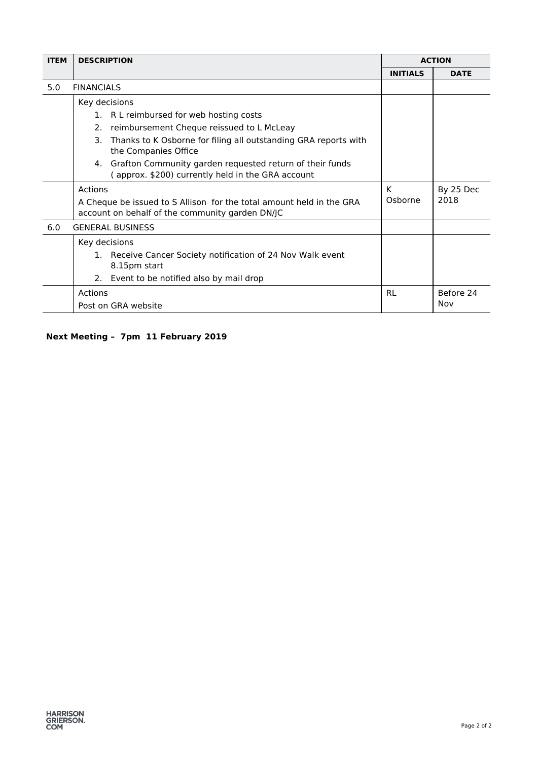| ITEM | DESCRIPTION | ACTION | |
|---|---|---|---|
| | | **INITIALS** | **DATE** |
| 5.0 | FINANCIALS | | |
| | Key decisions<br>1. R L reimbursed for web hosting costs<br>2. reimbursement Cheque reissued to L McLeay<br>3. Thanks to K Osborne for filing all outstanding GRA reports with the Companies Office<br>4. Grafton Community garden requested return of their funds ( approx. $200) currently held in the GRA account | | |
| | Actions<br>A Cheque be issued to S Allison for the total amount held in the GRA account on behalf of the community garden DN/JC | K Osborne | By 25 Dec 2018 |
| 6.0 | GENERAL BUSINESS | | |
| | Key decisions<br>1. Receive Cancer Society notification of 24 Nov Walk event 8.15pm start<br>2. Event to be notified also by mail drop | | |
| | Actions<br>Post on GRA website | RL | Before 24 Nov |

**Next Meeting – 7pm 11 February 2019**

HARRISON GRIERSON. COM